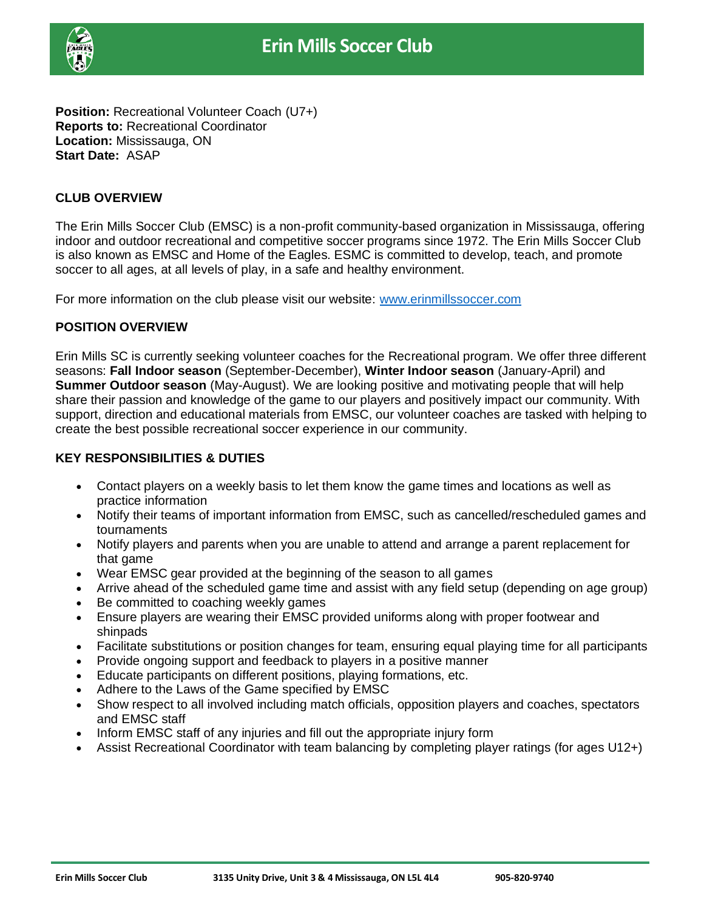# Erin Mills Soccer Club

**Position:** Recreational Volunteer Coach (U7+)
**Reports to:** Recreational Coordinator
**Location:** Mississauga, ON
**Start Date:** ASAP

## CLUB OVERVIEW

The Erin Mills Soccer Club (EMSC) is a non-profit community-based organization in Mississauga, offering indoor and outdoor recreational and competitive soccer programs since 1972. The Erin Mills Soccer Club is also known as EMSC and Home of the Eagles. ESMC is committed to develop, teach, and promote soccer to all ages, at all levels of play, in a safe and healthy environment.

For more information on the club please visit our website: [www.erinmillssoccer.com](www.erinmillssoccer.com)

## POSITION OVERVIEW

Erin Mills SC is currently seeking volunteer coaches for the Recreational program. We offer three different seasons: **Fall Indoor season** (September-December), **Winter Indoor season** (January-April) and **Summer Outdoor season** (May-August). We are looking positive and motivating people that will help share their passion and knowledge of the game to our players and positively impact our community. With support, direction and educational materials from EMSC, our volunteer coaches are tasked with helping to create the best possible recreational soccer experience in our community.

## KEY RESPONSIBILITIES & DUTIES

- Contact players on a weekly basis to let them know the game times and locations as well as practice information
- Notify their teams of important information from EMSC, such as cancelled/rescheduled games and tournaments
- Notify players and parents when you are unable to attend and arrange a parent replacement for that game
- Wear EMSC gear provided at the beginning of the season to all games
- Arrive ahead of the scheduled game time and assist with any field setup (depending on age group)
- Be committed to coaching weekly games
- Ensure players are wearing their EMSC provided uniforms along with proper footwear and shinpads
- Facilitate substitutions or position changes for team, ensuring equal playing time for all participants
- Provide ongoing support and feedback to players in a positive manner
- Educate participants on different positions, playing formations, etc.
- Adhere to the Laws of the Game specified by EMSC
- Show respect to all involved including match officials, opposition players and coaches, spectators and EMSC staff
- Inform EMSC staff of any injuries and fill out the appropriate injury form
- Assist Recreational Coordinator with team balancing by completing player ratings (for ages U12+)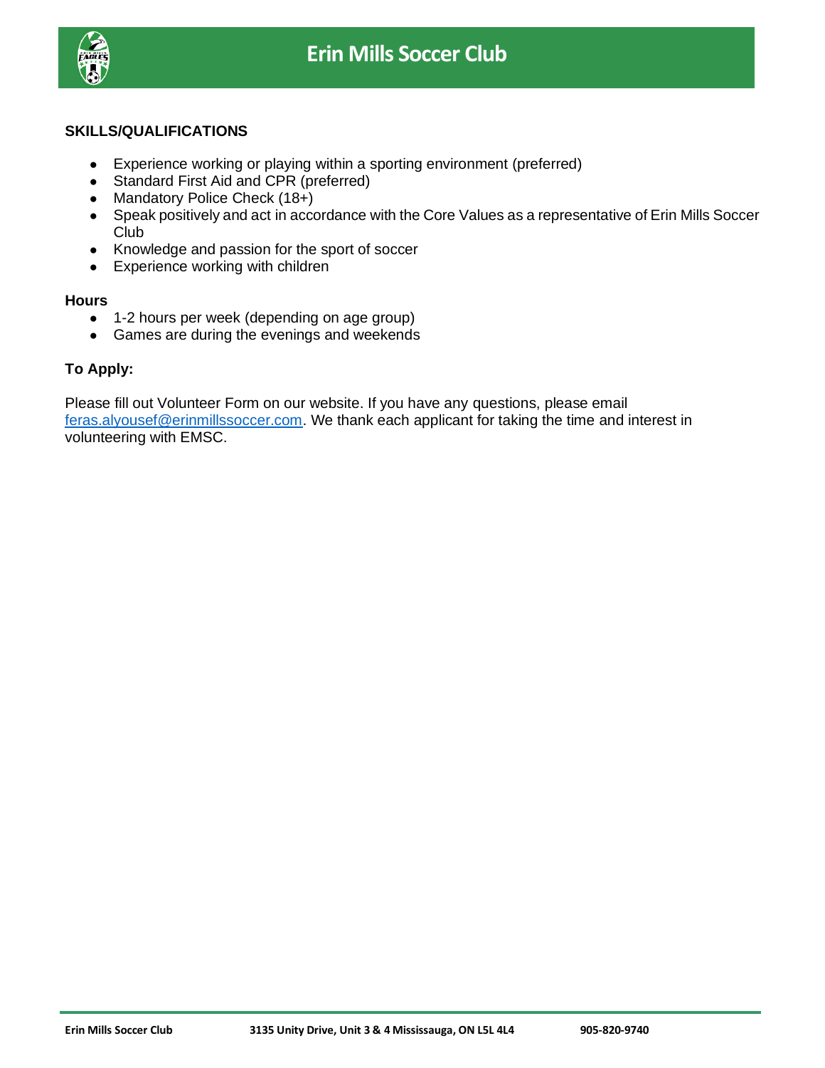## SKILLS/QUALIFICATIONS

- Experience working or playing within a sporting environment (preferred)
- Standard First Aid and CPR (preferred)
- Mandatory Police Check (18+)
- Speak positively and act in accordance with the Core Values as a representative of Erin Mills Soccer Club
- Knowledge and passion for the sport of soccer
- Experience working with children

## Hours

- 1-2 hours per week (depending on age group)
- Games are during the evenings and weekends

## To Apply:

Please fill out Volunteer Form on our website. If you have any questions, please email feras.alyousef@erinmillssoccer.com. We thank each applicant for taking the time and interest in volunteering with EMSC.